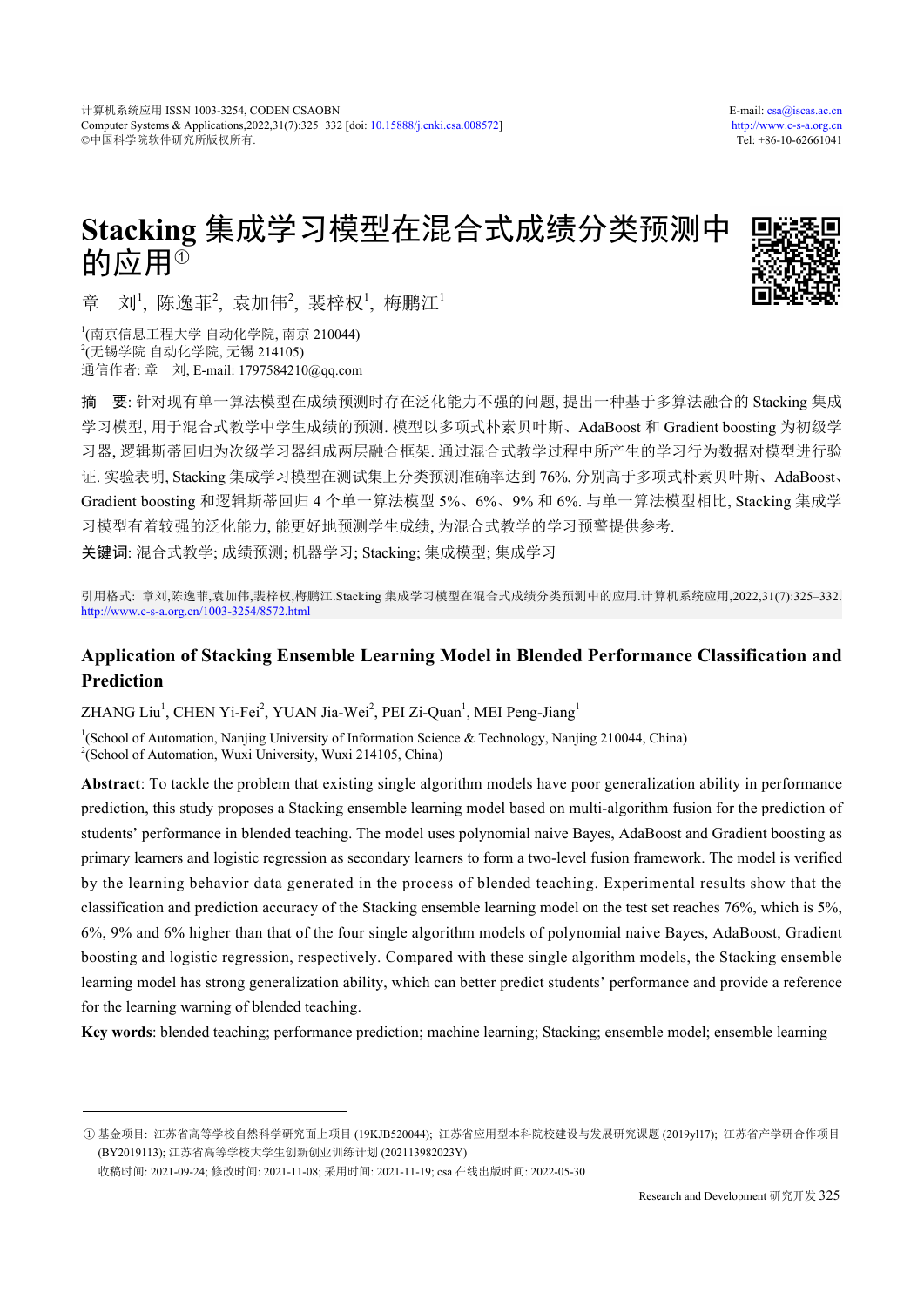# Stacking 集成学习模型在混合式成绩分类预测中的应用①

章　刘[1], 陈逸菲[2], 袁加伟[2], 裴梓权[1], 梅鹏江[1]

[1](南京信息工程大学 自动化学院, 南京 210044)
[2](无锡学院 自动化学院, 无锡 214105)
通信作者: 章　刘, E-mail: 1797584210@qq.com

**摘　要**: 针对现有单一算法模型在成绩预测时存在泛化能力不强的问题, 提出一种基于多算法融合的 Stacking 集成学习模型, 用于混合式教学中学生成绩的预测. 模型以多项式朴素贝叶斯、AdaBoost 和 Gradient boosting 为初级学习器, 逻辑斯蒂回归为次级学习器组成两层融合框架. 通过混合式教学过程中所产生的学习行为数据对模型进行验证. 实验表明, Stacking 集成学习模型在测试集上分类预测准确率达到 76%, 分别高于多项式朴素贝叶斯、AdaBoost、Gradient boosting 和逻辑斯蒂回归 4 个单一算法模型 5%、6%、9% 和 6%. 与单一算法模型相比, Stacking 集成学习模型有着较强的泛化能力, 能更好地预测学生成绩, 为混合式教学的学习预警提供参考.

**关键词**: 混合式教学; 成绩预测; 机器学习; Stacking; 集成模型; 集成学习

引用格式: 章刘,陈逸菲,袁加伟,裴梓权,梅鹏江.Stacking 集成学习模型在混合式成绩分类预测中的应用.计算机系统应用,2022,31(7):325–332. http://www.c-s-a.org.cn/1003-3254/8572.html

## Application of Stacking Ensemble Learning Model in Blended Performance Classification and Prediction

ZHANG Liu[1], CHEN Yi-Fei[2], YUAN Jia-Wei[2], PEI Zi-Quan[1], MEI Peng-Jiang[1]

[1](School of Automation, Nanjing University of Information Science & Technology, Nanjing 210044, China)
[2](School of Automation, Wuxi University, Wuxi 214105, China)

**Abstract**: To tackle the problem that existing single algorithm models have poor generalization ability in performance prediction, this study proposes a Stacking ensemble learning model based on multi-algorithm fusion for the prediction of students' performance in blended teaching. The model uses polynomial naive Bayes, AdaBoost and Gradient boosting as primary learners and logistic regression as secondary learners to form a two-level fusion framework. The model is verified by the learning behavior data generated in the process of blended teaching. Experimental results show that the classification and prediction accuracy of the Stacking ensemble learning model on the test set reaches 76%, which is 5%, 6%, 9% and 6% higher than that of the four single algorithm models of polynomial naive Bayes, AdaBoost, Gradient boosting and logistic regression, respectively. Compared with these single algorithm models, the Stacking ensemble learning model has strong generalization ability, which can better predict students' performance and provide a reference for the learning warning of blended teaching.

**Key words**: blended teaching; performance prediction; machine learning; Stacking; ensemble model; ensemble learning

---

① 基金项目: 江苏省高等学校自然科学研究面上项目 (19KJB520044); 江苏省应用型本科院校建设与发展研究课题 (2019yl17); 江苏省产学研合作项目 (BY2019113); 江苏省高等学校大学生创新创业训练计划 (202113982023Y)

收稿时间: 2021-09-24; 修改时间: 2021-11-08; 采用时间: 2021-11-19; csa 在线出版时间: 2022-05-30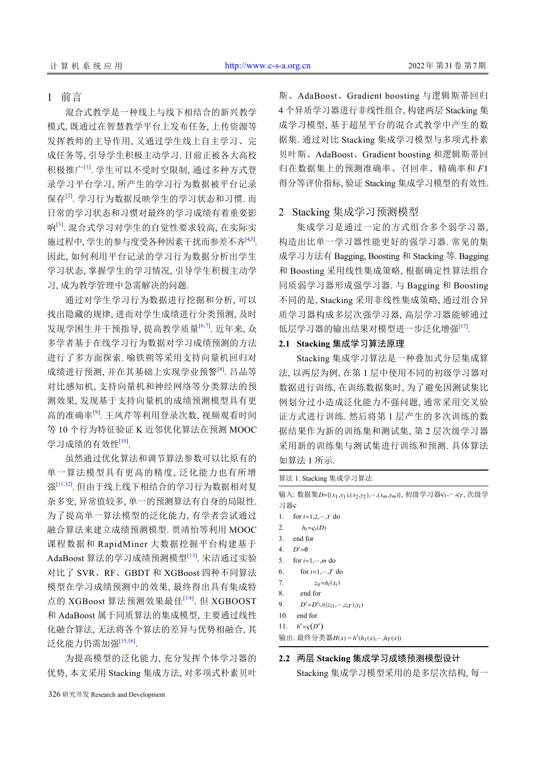## 1 前言

混合式教学是一种线上与线下相结合的新兴教学模式, 既通过在智慧教学平台上发布任务, 上传资源等发挥教师的主导作用, 又通过学生线上自主学习、完成任务等, 引导学生积极主动学习. 目前正被各大高校积极推广[1]. 学生可以不受时空限制, 通过多种方式登录学习平台学习, 所产生的学习行为数据被平台记录保存[2]. 学习行为数据反映学生的学习状态和习惯. 而日常的学习状态和习惯对最终的学习成绩有着重要影响[3]. 混合式学习对学生的自觉性要求较高, 在实际实施过程中, 学生的参与度受各种因素干扰而参差不齐[4,5]. 因此, 如何利用平台记录的学习行为数据分析出学生学习状态, 掌握学生的学习情况, 引导学生积极主动学习, 成为教学管理中急需解决的问题.

通过对学生学习行为数据进行挖掘和分析, 可以找出隐藏的规律, 进而对学生成绩进行分类预测, 及时发现学困生并干预指导, 提高教学质量[6,7]. 近年来, 众多学者基于在线学习行为数据对学习成绩预测的方法进行了多方面探索. 喻铁朔等采用支持向量机回归对成绩进行预测, 并在其基础上实现学业预警[8]. 吕品等对比感知机, 支持向量机和神经网络等分类算法的预测效果, 发现基于支持向量机的成绩预测模型具有更高的准确率[9]. 王凤芹等利用登录次数, 视频观看时间等 10 个行为特征验证 K 近邻优化算法在预测 MOOC 学习成绩的有效性[10].

虽然通过优化算法和调节算法参数可以比原有的单一算法模型具有更高的精度, 泛化能力也有所增强[11,12]. 但由于线上线下相结合的学习行为数据相对复杂多变, 异常值较多, 单一的预测算法有自身的局限性. 为了提高单一算法模型的泛化能力, 有学者尝试通过融合算法来建立成绩预测模型. 贾靖怡等利用 MOOC 课程数据和 RapidMiner 大数据挖掘平台构建基于 AdaBoost 算法的学习成绩预测模型[13]. 宋洁通过实验对比了 SVR、RF、GBDT 和 XGBoost 四种不同算法模型在学习成绩预测中的效果, 最终得出具有集成特点的 XGBoost 算法预测效果最佳[14]. 但 XGBOOST 和 AdaBoost 属于同质算法的集成模型, 主要通过线性化融合算法, 无法将各个算法的差异与优势相融合, 其泛化能力仍需加强[15,16].

为提高模型的泛化能力, 充分发挥个体学习器的优势, 本文采用 Stacking 集成方法, 对多项式朴素贝叶斯、AdaBoost、Gradient boosting 与逻辑斯蒂回归 4 个异质学习器进行非线性组合, 构建两层 Stacking 集成学习模型, 基于超星平台的混合式教学中产生的数据集. 通过对比 Stacking 集成学习模型与多项式朴素贝叶斯、AdaBoost、Gradient boosting 和逻辑斯蒂回归在数据集上的预测准确率、召回率、精确率和 $F1$ 得分等评价指标, 验证 Stacking 集成学习模型的有效性.

## 2 Stacking 集成学习预测模型

集成学习是通过一定的方式组合多个弱学习器, 构造出比单一学习器性能更好的强学习器. 常见的集成学习方法有 Bagging, Boosting 和 Stacking 等. Bagging 和 Boosting 采用线性集成策略, 根据确定性算法组合同质弱学习器形成强学习器. 与 Bagging 和 Boosting 不同的是, Stacking 采用非线性集成策略, 通过组合异质学习器构成多层次强学习器, 高层学习器能够通过低层学习器的输出结果对模型进一步泛化增强[17].

### 2.1 Stacking 集成学习算法原理

Stacking 集成学习算法是一种叠加式分层集成算法, 以两层为例, 在第 1 层中使用不同的初级学习器对数据进行训练, 在训练数据集时, 为了避免因测试集比例划分过小造成泛化能力不强问题, 通常采用交叉验证方式进行训练. 然后将第 1 层产生的多次训练的数据结果作为新的训练集和测试集, 第 2 层次级学习器采用新的训练集与测试集进行训练和预测. 具体算法如算法 1 所示.

算法 1. Stacking 集成学习算法

输入: 数据集$D=\{(x_1,y_1),(x_2,y_2),\cdots,(x_m,y_m)\}$, 初级学习器$\varsigma_1,\cdots,\varsigma_T$, 次级学习器$\varsigma$

1. for $t=1,2,\cdots,T$ do
2. $\quad h_t=\varsigma_t(D)$
3. end for
4. $D'=\emptyset$
5. for $i=1,\cdots,m$ do
6. $\quad$ for $t=1,\cdots,T$ do
7. $\quad\quad z_{it}=h_t(x_i)$
8. $\quad$ end for
9. $\quad D'=D'\cup((z_{i1},\cdots,z_{iT}),y_i)$
10. end for
11. $h'=\varsigma(D')$

输出: 最终分类器$H(x)=h'(h_1(x),\cdots,h_T(x))$

### 2.2 两层 Stacking 集成学习成绩预测模型设计

Stacking 集成学习模型采用的是多层次结构, 每一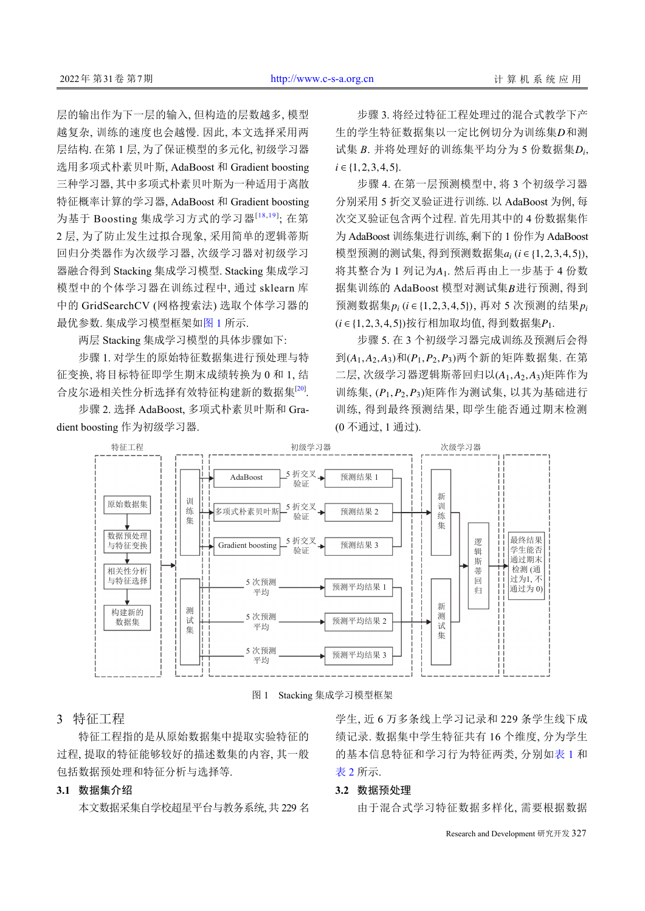层的输出作为下一层的输入, 但构造的层数越多, 模型越复杂, 训练的速度也会越慢. 因此, 本文选择采用两层结构. 在第 1 层, 为了保证模型的多元化, 初级学习器选用多项式朴素贝叶斯, AdaBoost 和 Gradient boosting 三种学习器, 其中多项式朴素贝叶斯为一种适用于离散特征概率计算的学习器, AdaBoost 和 Gradient boosting 为基于 Boosting 集成学习方式的学习器[18,19]; 在第 2 层, 为了防止发生过拟合现象, 采用简单的逻辑蒂斯回归分类器作为次级学习器, 次级学习器对初级学习器融合得到 Stacking 集成学习模型. Stacking 集成学习模型中的个体学习器在训练过程中, 通过 sklearn 库中的 GridSearchCV (网格搜索法) 选取个体学习器的最优参数. 集成学习模型框架如图 1 所示.

两层 Stacking 集成学习模型的具体步骤如下:

步骤 1. 对学生的原始特征数据集进行预处理与特征变换, 将目标特征即学生期末成绩转换为 0 和 1, 结合皮尔逊相关性分析选择有效特征构建新的数据集[20].

步骤 2. 选择 AdaBoost, 多项式朴素贝叶斯和 Gradient boosting 作为初级学习器.

步骤 3. 将经过特征工程处理过的混合式教学下产生的学生特征数据集以一定比例切分为训练集 $D$ 和测试集 $B$. 并将处理好的训练集平均分为 5 份数据集 $D_i$, $i\in\{1,2,3,4,5\}$.

步骤 4. 在第一层预测模型中, 将 3 个初级学习器分别采用 5 折交叉验证进行训练. 以 AdaBoost 为例, 每次交叉验证包含两个过程. 首先用其中的 4 份数据集作为 AdaBoost 训练集进行训练, 剩下的 1 份作为 AdaBoost 模型预测的测试集, 得到预测数据集 $a_i$ ($i\in\{1,2,3,4,5\}$), 将其整合为 1 列记为 $A_1$. 然后再由上一步基于 4 份数据集训练的 AdaBoost 模型对测试集 $B$ 进行预测, 得到预测数据集 $p_i$ ($i\in\{1,2,3,4,5\}$), 再对 5 次预测的结果 $p_i$ ($i\in\{1,2,3,4,5\}$)按行相加取均值, 得到数据集 $P_1$.

步骤 5. 在 3 个初级学习器完成训练及预测后会得到 $(A_1,A_2,A_3)$ 和 $(P_1,P_2,P_3)$ 两个新的矩阵数据集. 在第二层, 次级学习器逻辑斯蒂回归以 $(A_1,A_2,A_3)$ 矩阵作为训练集, $(P_1,P_2,P_3)$ 矩阵作为测试集, 以其为基础进行训练, 得到最终预测结果, 即学生能否通过期末检测 (0 不通过, 1 通过).

特征工程 | 初级学习器 | 次级学习器

原始数据集 → 数据预处理与特征变换 → 相关性分析与特征选择 → 构建新的数据集

训练集: AdaBoost —5 折交叉验证→ 预测结果 1; 多项式朴素贝叶斯 —5 折交叉验证→ 预测结果 2; Gradient boosting —5 折交叉验证→ 预测结果 3 → 新训练集

测试集: 5 次预测平均 → 预测平均结果 1; 5 次预测平均 → 预测平均结果 2; 5 次预测平均 → 预测平均结果 3 → 新测试集

新训练集, 新测试集 → 逻辑斯蒂回归 → 最终结果学生能否通过期末检测 (通过为1, 不通过为 0)

图 1　Stacking 集成学习模型框架

## 3　特征工程

特征工程指的是从原始数据集中提取实验特征的过程, 提取的特征能够较好的描述数据的内容, 其一般包括数据预处理和特征分析与选择等.

### 3.1　数据集介绍

本文数据采集自学校超星平台与教务系统, 共 229 名学生, 近 6 万多条线上学习记录和 229 条学生线下成绩记录. 数据集中学生特征共有 16 个维度, 分为学生的基本信息特征和学习行为特征两类, 分别如表 1 和表 2 所示.

### 3.2　数据预处理

由于混合式学习特征数据多样化, 需要根据数据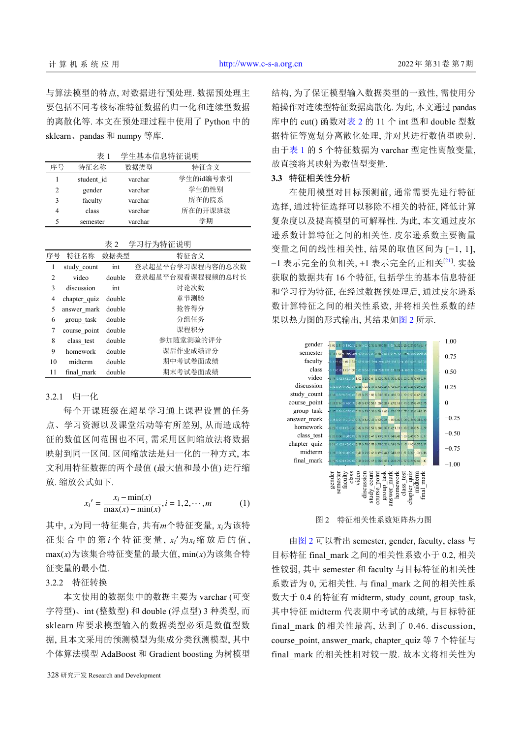与算法模型的特点, 对数据进行预处理. 数据预处理主要包括不同考核标准特征数据的归一化和连续型数据的离散化等. 本文在预处理过程中使用了 Python 中的 sklearn、pandas 和 numpy 等库.

表 1　学生基本信息特征说明

| 序号 | 特征名称 | 数据类型 | 特征含义 |
|---|---|---|---|
| 1 | student_id | varchar | 学生的id编号索引 |
| 2 | gender | varchar | 学生的性别 |
| 3 | faculty | varchar | 所在的院系 |
| 4 | class | varchar | 所在的开课班级 |
| 5 | semester | varchar | 学期 |

表 2　学习行为特征说明

| 序号 | 特征名称 | 数据类型 | 特征含义 |
|---|---|---|---|
| 1 | study_count | int | 登录超星平台学习课程内容的总次数 |
| 2 | video | double | 登录超星平台观看课程视频的总时长 |
| 3 | discussion | int | 讨论次数 |
| 4 | chapter_quiz | double | 章节测验 |
| 5 | answer_mark | double | 抢答得分 |
| 6 | group_task | double | 分组任务 |
| 7 | course_point | double | 课程积分 |
| 8 | class_test | double | 参加随堂测验的评分 |
| 9 | homework | double | 课后作业成绩评分 |
| 10 | midterm | double | 期中考试卷面成绩 |
| 11 | final_mark | double | 期末考试卷面成绩 |

3.2.1　归一化

每个开课班级在超星学习通上课程设置的任务点、学习资源以及课堂活动等有所差别, 从而造成特征的数值区间范围也不同, 需采用区间缩放法将数据映射到同一区间. 区间缩放法是归一化的一种方式, 本文利用特征数据的两个最值 (最大值和最小值) 进行缩放. 缩放公式如下.

$$x_i' = \frac{x_i - \min(x)}{\max(x) - \min(x)}, i = 1, 2, \cdots, m \tag{1}$$

其中, $x$为同一特征集合, 共有$m$个特征变量, $x_i$为该特征集合中的第$i$个特征变量, $x_i'$为$x_i$缩放后的值, $\max(x)$为该集合特征变量的最大值, $\min(x)$为该集合特征变量的最小值.

3.2.2　特征转换

本文使用的数据集中的数据主要为 varchar (可变字符型)、int (整数型) 和 double (浮点型) 3 种类型, 而 sklearn 库要求模型输入的数据类型必须是数值型数据, 且本文采用的预测模型为集成分类预测模型, 其中个体算法模型 AdaBoost 和 Gradient boosting 为树模型结构, 为了保证模型输入数据类型的一致性, 需使用分箱操作对连续型特征数据离散化. 为此, 本文通过 pandas 库中的 cut() 函数对表 2 的 11 个 int 型和 double 型数据特征等宽划分离散化处理, 并对其进行数值型映射. 由于表 1 的 5 个特征数据为 varchar 型定性离散变量, 故直接将其映射为数值型变量.

### 3.3　特征相关性分析

在使用模型对目标预测前, 通常需要先进行特征选择, 通过特征选择可以移除不相关的特征, 降低计算复杂度以及提高模型的可解释性. 为此, 本文通过皮尔逊系数计算特征之间的相关性. 皮尔逊系数主要衡量变量之间的线性相关性, 结果的取值区间为 [−1, 1], −1 表示完全的负相关, +1 表示完全的正相关[21]. 实验获取的数据共有 16 个特征, 包括学生的基本信息特征和学习行为特征, 在经过数据预处理后, 通过皮尔逊系数计算特征之间的相关性系数, 并将相关性系数的结果以热力图的形式输出, 其结果如图 2 所示.

图 2　特征相关性系数矩阵热力图

由图 2 可以看出 semester, gender, faculty, class 与目标特征 final_mark 之间的相关性系数小于 0.2, 相关性较弱, 其中 semester 和 faculty 与目标特征的相关性系数皆为 0, 无相关性. 与 final_mark 之间的相关性系数大于 0.4 的特征有 midterm, study_count, group_task, 其中特征 midterm 代表期中考试的成绩, 与目标特征 final_mark 的相关性最高, 达到了 0.46. discussion, course_point, answer_mark, chapter_quiz 等 7 个特征与 final_mark 的相关性相对较一般. 故本文将相关性为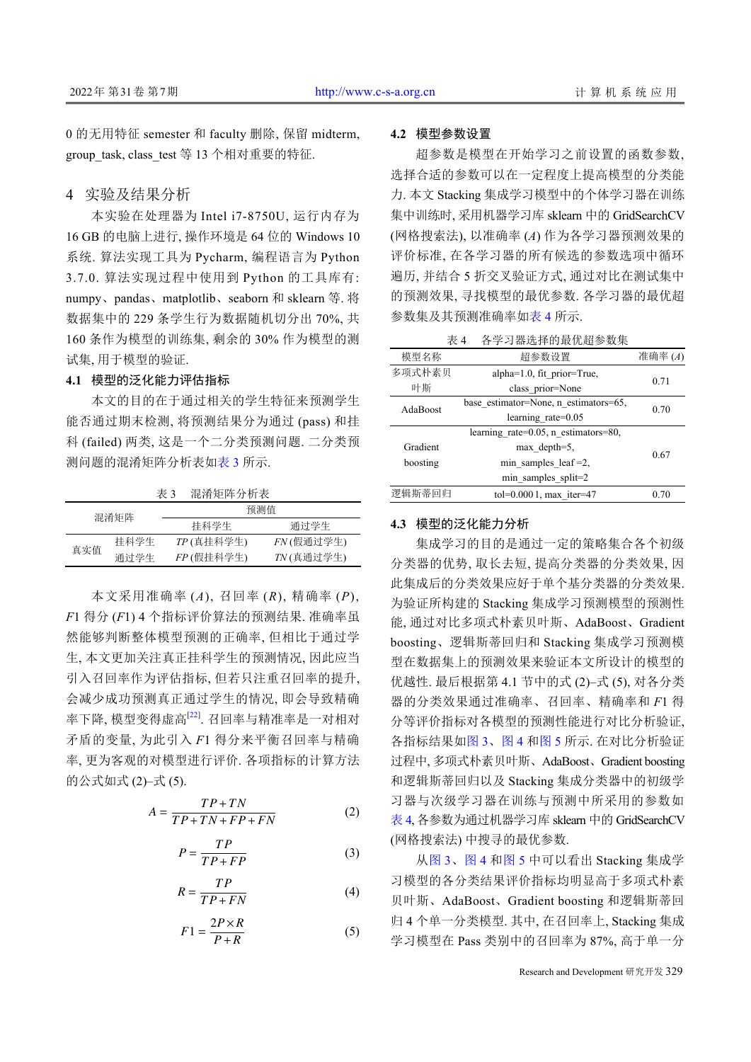0 的无用特征 semester 和 faculty 删除, 保留 midterm, group_task, class_test 等 13 个相对重要的特征.

## 4 实验及结果分析

本实验在处理器为 Intel i7-8750U, 运行内存为 16 GB 的电脑上进行, 操作环境是 64 位的 Windows 10 系统. 算法实现工具为 Pycharm, 编程语言为 Python 3.7.0. 算法实现过程中使用到 Python 的工具库有: numpy、pandas、matplotlib、seaborn 和 sklearn 等. 将数据集中的 229 条学生行为数据随机切分出 70%, 共 160 条作为模型的训练集, 剩余的 30% 作为模型的测试集, 用于模型的验证.

### 4.1 模型的泛化能力评估指标

本文的目的在于通过相关的学生特征来预测学生能否通过期末检测, 将预测结果分为通过 (pass) 和挂科 (failed) 两类, 这是一个二分类预测问题. 二分类预测问题的混淆矩阵分析表如表 3 所示.

表 3 混淆矩阵分析表

| 混淆矩阵 | | 预测值 | |
|---|---|---|---|
| | | 挂科学生 | 通过学生 |
| 真实值 | 挂科学生 | *TP* (真挂科学生) | *FN* (假通过学生) |
| | 通过学生 | *FP* (假挂科学生) | *TN* (真通过学生) |

本文采用准确率 ($A$), 召回率 ($R$), 精确率 ($P$), $F1$ 得分 ($F1$) 4 个指标评价算法的预测结果. 准确率虽然能够判断整体模型预测的正确率, 但相比于通过学生, 本文更加关注真正挂科学生的预测情况, 因此应当引入召回率作为评估指标, 但若只注重召回率的提升, 会减少成功预测真正通过学生的情况, 即会导致精确率下降, 模型变得虚高[22]. 召回率与精准率是一对相对矛盾的变量, 为此引入 $F1$ 得分来平衡召回率与精确率, 更为客观的对模型进行评价. 各项指标的计算方法的公式如式 (2)–式 (5).

$$A = \frac{TP+TN}{TP+TN+FP+FN} \tag{2}$$

$$P = \frac{TP}{TP+FP} \tag{3}$$

$$R = \frac{TP}{TP+FN} \tag{4}$$

$$F1 = \frac{2P \times R}{P+R} \tag{5}$$

### 4.2 模型参数设置

超参数是模型在开始学习之前设置的函数参数, 选择合适的参数可以在一定程度上提高模型的分类能力. 本文 Stacking 集成学习模型中的个体学习器在训练集中训练时, 采用机器学习库 sklearn 中的 GridSearchCV (网格搜索法), 以准确率 ($A$) 作为各学习器预测效果的评价标准, 在各学习器的所有候选的参数选项中循环遍历, 并结合 5 折交叉验证方式, 通过对比在测试集中的预测效果, 寻找模型的最优参数. 各学习器的最优超参数集及其预测准确率如表 4 所示.

表 4 各学习器选择的最优超参数集

| 模型名称 | 超参数设置 | 准确率 ($A$) |
|---|---|---|
| 多项式朴素贝叶斯 | alpha=1.0, fit_prior=True, class_prior=None | 0.71 |
| AdaBoost | base_estimator=None, n_estimators=65, learning_rate=0.05 | 0.70 |
| Gradient boosting | learning_rate=0.05, n_estimators=80, max_depth=5, min_samples_leaf =2, min_samples_split=2 | 0.67 |
| 逻辑斯蒂回归 | tol=0.000 1, max_iter=47 | 0.70 |

### 4.3 模型的泛化能力分析

集成学习的目的是通过一定的策略集合各个初级分类器的优势, 取长去短, 提高分类器的分类效果, 因此集成后的分类效果应好于单个基分类器的分类效果. 为验证所构建的 Stacking 集成学习预测模型的预测性能, 通过对比多项式朴素贝叶斯、AdaBoost、Gradient boosting、逻辑斯蒂回归和 Stacking 集成学习预测模型在数据集上的预测效果来验证本文所设计的模型的优越性. 最后根据第 4.1 节中的式 (2)–式 (5), 对各分类器的分类效果通过准确率、召回率、精确率和 $F1$ 得分等评价指标对各模型的预测性能进行对比分析验证, 各指标结果如图 3、图 4 和图 5 所示. 在对比分析验证过程中, 多项式朴素贝叶斯、AdaBoost、Gradient boosting 和逻辑斯蒂回归以及 Stacking 集成分类器中的初级学习器与次级学习器在训练与预测中所采用的参数如表 4, 各参数为通过机器学习库 sklearn 中的 GridSearchCV (网格搜索法) 中搜寻的最优参数.

从图 3、图 4 和图 5 中可以看出 Stacking 集成学习模型的各分类结果评价指标均明显高于多项式朴素贝叶斯、AdaBoost、Gradient boosting 和逻辑斯蒂回归 4 个单一分类模型. 其中, 在召回率上, Stacking 集成学习模型在 Pass 类别中的召回率为 87%, 高于单一分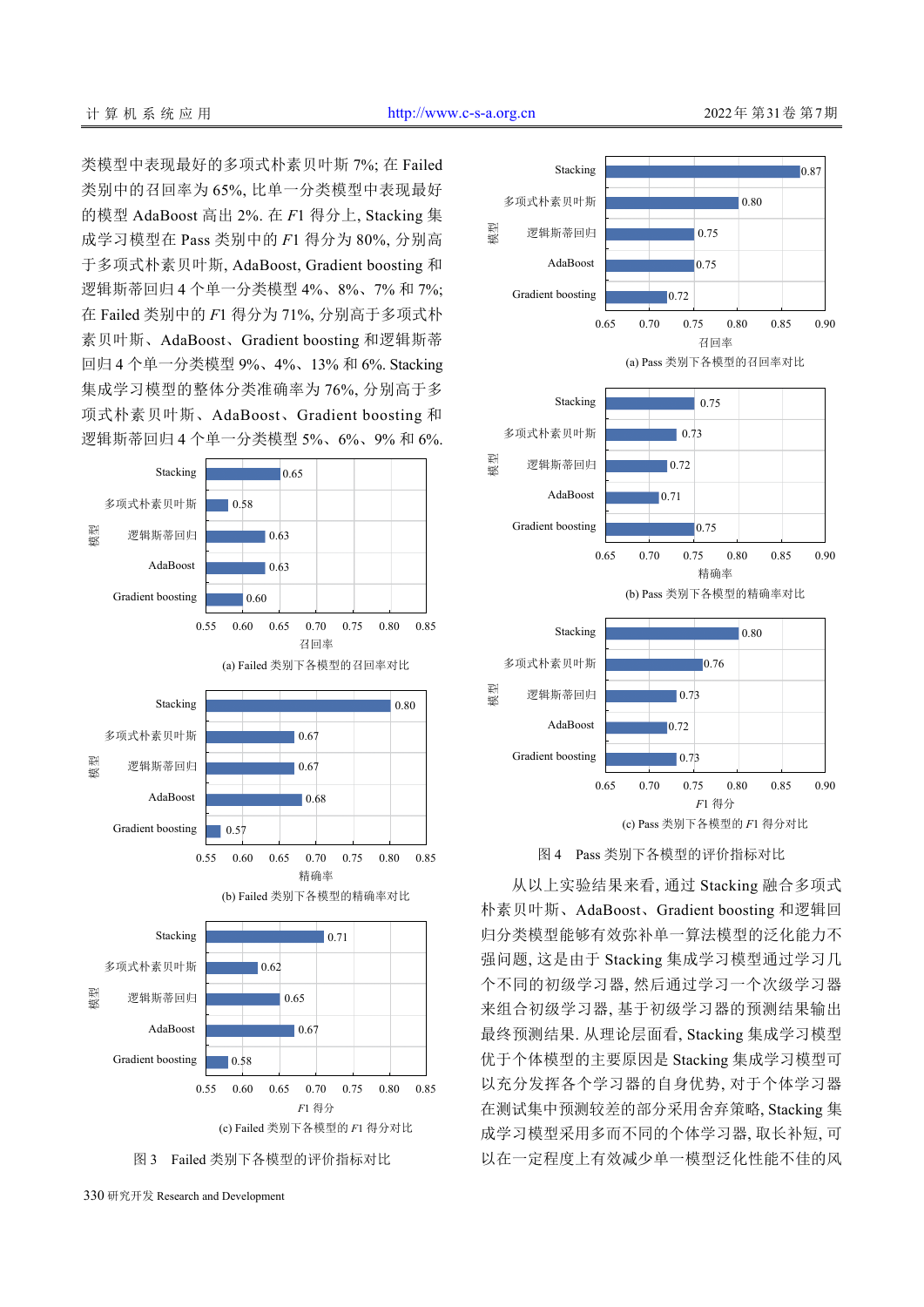类模型中表现最好的多项式朴素贝叶斯 7%; 在 Failed 类别中的召回率为 65%, 比单一分类模型中表现最好的模型 AdaBoost 高出 2%. 在 $F1$ 得分上, Stacking 集成学习模型在 Pass 类别中的 $F1$ 得分为 80%, 分别高于多项式朴素贝叶斯, AdaBoost, Gradient boosting 和逻辑斯蒂回归 4 个单一分类模型 4%、8%、7% 和 7%; 在 Failed 类别中的 $F1$ 得分为 71%, 分别高于多项式朴素贝叶斯、AdaBoost、Gradient boosting 和逻辑斯蒂回归 4 个单一分类模型 9%、4%、13% 和 6%. Stacking 集成学习模型的整体分类准确率为 76%, 分别高于多项式朴素贝叶斯、AdaBoost、Gradient boosting 和逻辑斯蒂回归 4 个单一分类模型 5%、6%、9% 和 6%.

(a) Failed 类别下各模型的召回率对比

| 模型 | 召回率 |
|---|---|
| Stacking | 0.65 |
| 多项式朴素贝叶斯 | 0.58 |
| 逻辑斯蒂回归 | 0.63 |
| AdaBoost | 0.63 |
| Gradient boosting | 0.60 |

(b) Failed 类别下各模型的精确率对比

| 模型 | 精确率 |
|---|---|
| Stacking | 0.80 |
| 多项式朴素贝叶斯 | 0.67 |
| 逻辑斯蒂回归 | 0.67 |
| AdaBoost | 0.68 |
| Gradient boosting | 0.57 |

(c) Failed 类别下各模型的 $F1$ 得分对比

| 模型 | $F1$ 得分 |
|---|---|
| Stacking | 0.71 |
| 多项式朴素贝叶斯 | 0.62 |
| 逻辑斯蒂回归 | 0.65 |
| AdaBoost | 0.67 |
| Gradient boosting | 0.58 |

图 3　Failed 类别下各模型的评价指标对比

(a) Pass 类别下各模型的召回率对比

| 模型 | 召回率 |
|---|---|
| Stacking | 0.87 |
| 多项式朴素贝叶斯 | 0.80 |
| 逻辑斯蒂回归 | 0.75 |
| AdaBoost | 0.75 |
| Gradient boosting | 0.72 |

(b) Pass 类别下各模型的精确率对比

| 模型 | 精确率 |
|---|---|
| Stacking | 0.75 |
| 多项式朴素贝叶斯 | 0.73 |
| 逻辑斯蒂回归 | 0.72 |
| AdaBoost | 0.71 |
| Gradient boosting | 0.75 |

(c) Pass 类别下各模型的 $F1$ 得分对比

| 模型 | $F1$ 得分 |
|---|---|
| Stacking | 0.80 |
| 多项式朴素贝叶斯 | 0.76 |
| 逻辑斯蒂回归 | 0.73 |
| AdaBoost | 0.72 |
| Gradient boosting | 0.73 |

图 4　Pass 类别下各模型的评价指标对比

从以上实验结果来看, 通过 Stacking 融合多项式朴素贝叶斯、AdaBoost、Gradient boosting 和逻辑回归分类模型能够有效弥补单一算法模型的泛化能力不强问题, 这是由于 Stacking 集成学习模型通过学习几个不同的初级学习器, 然后通过学习一个次级学习器来组合初级学习器, 基于初级学习器的预测结果输出最终预测结果. 从理论层面看, Stacking 集成学习模型优于个体模型的主要原因是 Stacking 集成学习模型可以充分发挥各个学习器的自身优势, 对于个体学习器在测试集中预测较差的部分采用舍弃策略, Stacking 集成学习模型采用多而不同的个体学习器, 取长补短, 可以在一定程度上有效减少单一模型泛化性能不佳的风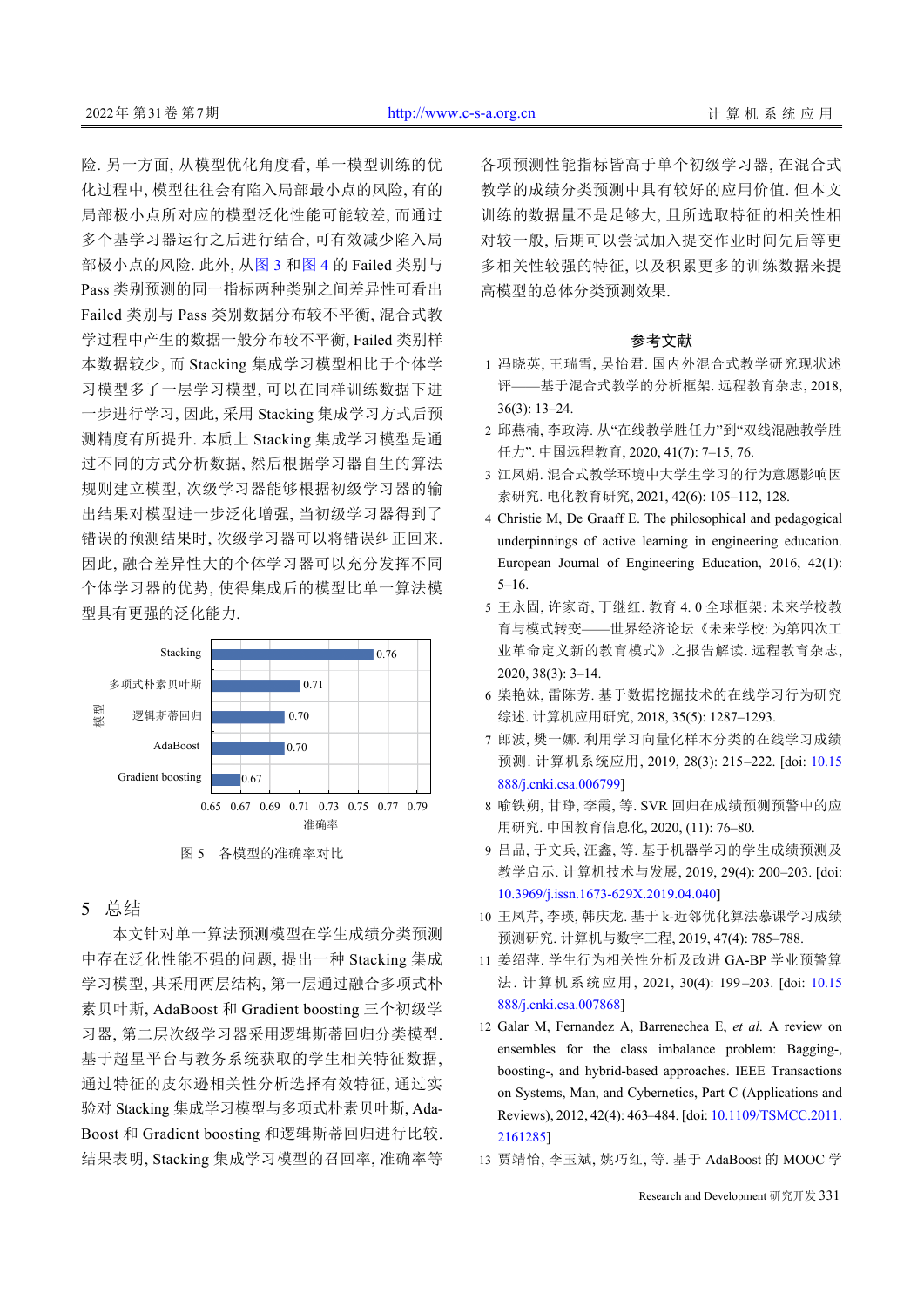险. 另一方面, 从模型优化角度看, 单一模型训练的优化过程中, 模型往往会有陷入局部最小点的风险, 有的局部极小点所对应的模型泛化性能可能较差, 而通过多个基学习器运行之后进行结合, 可有效减少陷入局部极小点的风险. 此外, 从图 3 和图 4 的 Failed 类别与 Pass 类别预测的同一指标两种类别之间差异性可看出 Failed 类别与 Pass 类别数据分布较不平衡, 混合式教学过程中产生的数据一般分布较不平衡, Failed 类别样本数据较少, 而 Stacking 集成学习模型相比于个体学习模型多了一层学习模型, 可以在同样训练数据下进一步进行学习, 因此, 采用 Stacking 集成学习方式后预测精度有所提升. 本质上 Stacking 集成学习模型是通过不同的方式分析数据, 然后根据学习器自生的算法规则建立模型, 次级学习器能够根据初级学习器的输出结果对模型进一步泛化增强, 当初级学习器得到了错误的预测结果时, 次级学习器可以将错误纠正回来. 因此, 融合差异性大的个体学习器可以充分发挥不同个体学习器的优势, 使得集成后的模型比单一算法模型具有更强的泛化能力.

| 模型 | 准确率 |
| --- | --- |
| Stacking | 0.76 |
| 多项式朴素贝叶斯 | 0.71 |
| 逻辑斯蒂回归 | 0.70 |
| AdaBoost | 0.70 |
| Gradient boosting | 0.67 |

图 5　各模型的准确率对比

## 5　总结

本文针对单一算法预测模型在学生成绩分类预测中存在泛化性能不强的问题, 提出一种 Stacking 集成学习模型, 其采用两层结构, 第一层通过融合多项式朴素贝叶斯, AdaBoost 和 Gradient boosting 三个初级学习器, 第二层次级学习器采用逻辑斯蒂回归分类模型. 基于超星平台与教务系统获取的学生相关特征数据, 通过特征的皮尔逊相关性分析选择有效特征, 通过实验对 Stacking 集成学习模型与多项式朴素贝叶斯, AdaBoost 和 Gradient boosting 和逻辑斯蒂回归进行比较. 结果表明, Stacking 集成学习模型的召回率, 准确率等各项预测性能指标皆高于单个初级学习器, 在混合式教学的成绩分类预测中具有较好的应用价值. 但本文训练的数据量不是足够大, 且所选取特征的相关性相对较一般, 后期可以尝试加入提交作业时间先后等更多相关性较强的特征, 以及积累更多的训练数据来提高模型的总体分类预测效果.

## 参考文献

1 冯晓英, 王瑞雪, 吴怡君. 国内外混合式教学研究现状述评——基于混合式教学的分析框架. 远程教育杂志, 2018, 36(3): 13–24.

2 邱燕楠, 李政涛. 从“在线教学胜任力”到“双线混融教学胜任力”. 中国远程教育, 2020, 41(7): 7–15, 76.

3 江凤娟. 混合式教学环境中大学生学习的行为意愿影响因素研究. 电化教育研究, 2021, 42(6): 105–112, 128.

4 Christie M, De Graaff E. The philosophical and pedagogical underpinnings of active learning in engineering education. European Journal of Engineering Education, 2016, 42(1): 5–16.

5 王永固, 许家奇, 丁继红. 教育 4. 0 全球框架: 未来学校教育与模式转变——世界经济论坛《未来学校: 为第四次工业革命定义新的教育模式》之报告解读. 远程教育杂志, 2020, 38(3): 3–14.

6 柴艳妹, 雷陈芳. 基于数据挖掘技术的在线学习行为研究综述. 计算机应用研究, 2018, 35(5): 1287–1293.

7 郎波, 樊一娜. 利用学习向量化样本分类的在线学习成绩预测. 计算机系统应用, 2019, 28(3): 215–222. [doi: 10.15888/j.cnki.csa.006799]

8 喻铁朔, 甘琤, 李霞, 等. SVR 回归在成绩预测预警中的应用研究. 中国教育信息化, 2020, (11): 76–80.

9 吕品, 于文兵, 汪鑫, 等. 基于机器学习的学生成绩预测及教学启示. 计算机技术与发展, 2019, 29(4): 200–203. [doi: 10.3969/j.issn.1673-629X.2019.04.040]

10 王凤芹, 李瑛, 韩庆龙. 基于 k-近邻优化算法慕课学习成绩预测研究. 计算机与数字工程, 2019, 47(4): 785–788.

11 姜绍萍. 学生行为相关性分析及改进 GA-BP 学业预警算法. 计算机系统应用, 2021, 30(4): 199–203. [doi: 10.15888/j.cnki.csa.007868]

12 Galar M, Fernandez A, Barrenechea E, *et al*. A review on ensembles for the class imbalance problem: Bagging-, boosting-, and hybrid-based approaches. IEEE Transactions on Systems, Man, and Cybernetics, Part C (Applications and Reviews), 2012, 42(4): 463–484. [doi: 10.1109/TSMCC.2011.2161285]

13 贾靖怡, 李玉斌, 姚巧红, 等. 基于 AdaBoost 的 MOOC 学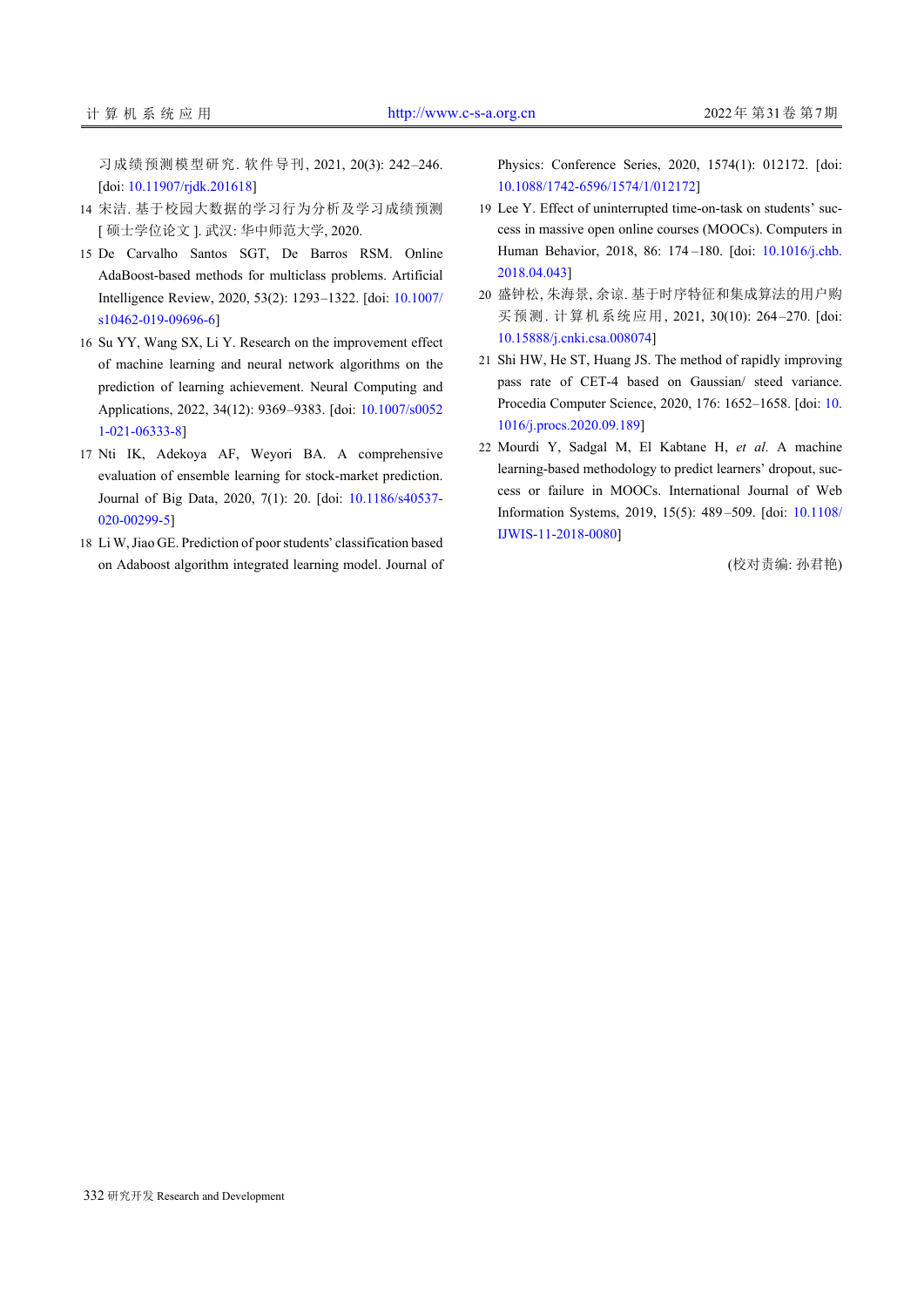习成绩预测模型研究. 软件导刊, 2021, 20(3): 242–246. [doi: 10.11907/rjdk.201618]

14 宋洁. 基于校园大数据的学习行为分析及学习成绩预测[硕士学位论文]. 武汉: 华中师范大学, 2020.

15 De Carvalho Santos SGT, De Barros RSM. Online AdaBoost-based methods for multiclass problems. Artificial Intelligence Review, 2020, 53(2): 1293–1322. [doi: 10.1007/s10462-019-09696-6]

16 Su YY, Wang SX, Li Y. Research on the improvement effect of machine learning and neural network algorithms on the prediction of learning achievement. Neural Computing and Applications, 2022, 34(12): 9369–9383. [doi: 10.1007/s00521-021-06333-8]

17 Nti IK, Adekoya AF, Weyori BA. A comprehensive evaluation of ensemble learning for stock-market prediction. Journal of Big Data, 2020, 7(1): 20. [doi: 10.1186/s40537-020-00299-5]

18 Li W, Jiao GE. Prediction of poor students' classification based on Adaboost algorithm integrated learning model. Journal of Physics: Conference Series, 2020, 1574(1): 012172. [doi: 10.1088/1742-6596/1574/1/012172]

19 Lee Y. Effect of uninterrupted time-on-task on students' success in massive open online courses (MOOCs). Computers in Human Behavior, 2018, 86: 174–180. [doi: 10.1016/j.chb.2018.04.043]

20 盛钟松, 朱海景, 余谅. 基于时序特征和集成算法的用户购买预测. 计算机系统应用, 2021, 30(10): 264–270. [doi: 10.15888/j.cnki.csa.008074]

21 Shi HW, He ST, Huang JS. The method of rapidly improving pass rate of CET-4 based on Gaussian/ steed variance. Procedia Computer Science, 2020, 176: 1652–1658. [doi: 10.1016/j.procs.2020.09.189]

22 Mourdi Y, Sadgal M, El Kabtane H, *et al*. A machine learning-based methodology to predict learners' dropout, success or failure in MOOCs. International Journal of Web Information Systems, 2019, 15(5): 489–509. [doi: 10.1108/IJWIS-11-2018-0080]

(校对责编: 孙君艳)